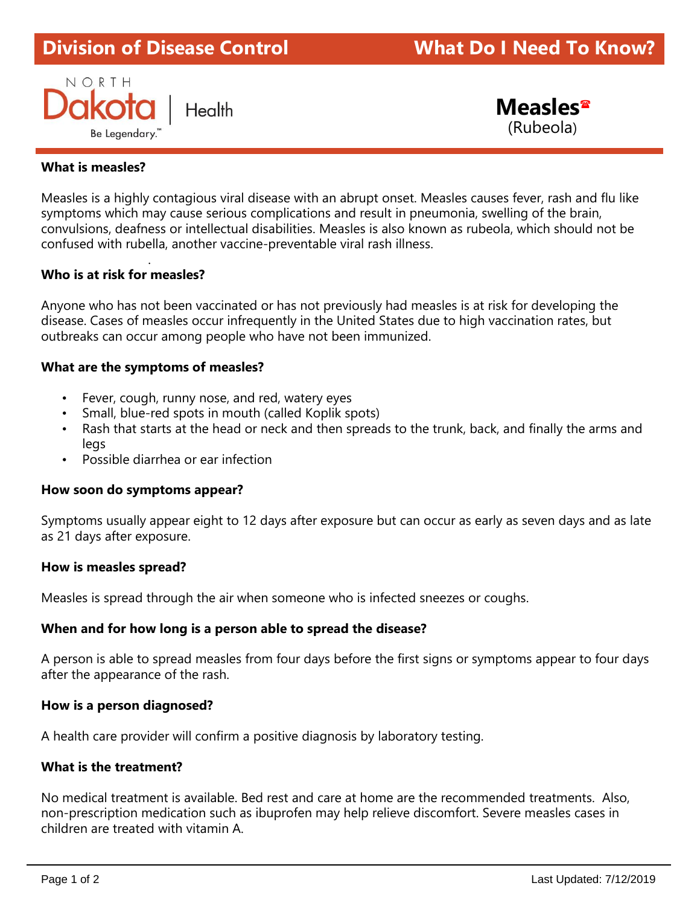Division of Disease Control — What Do I Need To Know?

NORTH Dakota | Health
Be Legendary.™

# Measles☎
(Rubeola)

**What is measles?**

Measles is a highly contagious viral disease with an abrupt onset. Measles causes fever, rash and flu like symptoms which may cause serious complications and result in pneumonia, swelling of the brain, convulsions, deafness or intellectual disabilities. Measles is also known as rubeola, which should not be confused with rubella, another vaccine-preventable viral rash illness.

**Who is at risk for measles?**

Anyone who has not been vaccinated or has not previously had measles is at risk for developing the disease. Cases of measles occur infrequently in the United States due to high vaccination rates, but outbreaks can occur among people who have not been immunized.

**What are the symptoms of measles?**

- Fever, cough, runny nose, and red, watery eyes
- Small, blue-red spots in mouth (called Koplik spots)
- Rash that starts at the head or neck and then spreads to the trunk, back, and finally the arms and legs
- Possible diarrhea or ear infection

**How soon do symptoms appear?**

Symptoms usually appear eight to 12 days after exposure but can occur as early as seven days and as late as 21 days after exposure.

**How is measles spread?**

Measles is spread through the air when someone who is infected sneezes or coughs.

**When and for how long is a person able to spread the disease?**

A person is able to spread measles from four days before the first signs or symptoms appear to four days after the appearance of the rash.

**How is a person diagnosed?**

A health care provider will confirm a positive diagnosis by laboratory testing.

**What is the treatment?**

No medical treatment is available. Bed rest and care at home are the recommended treatments. Also, non-prescription medication such as ibuprofen may help relieve discomfort. Severe measles cases in children are treated with vitamin A.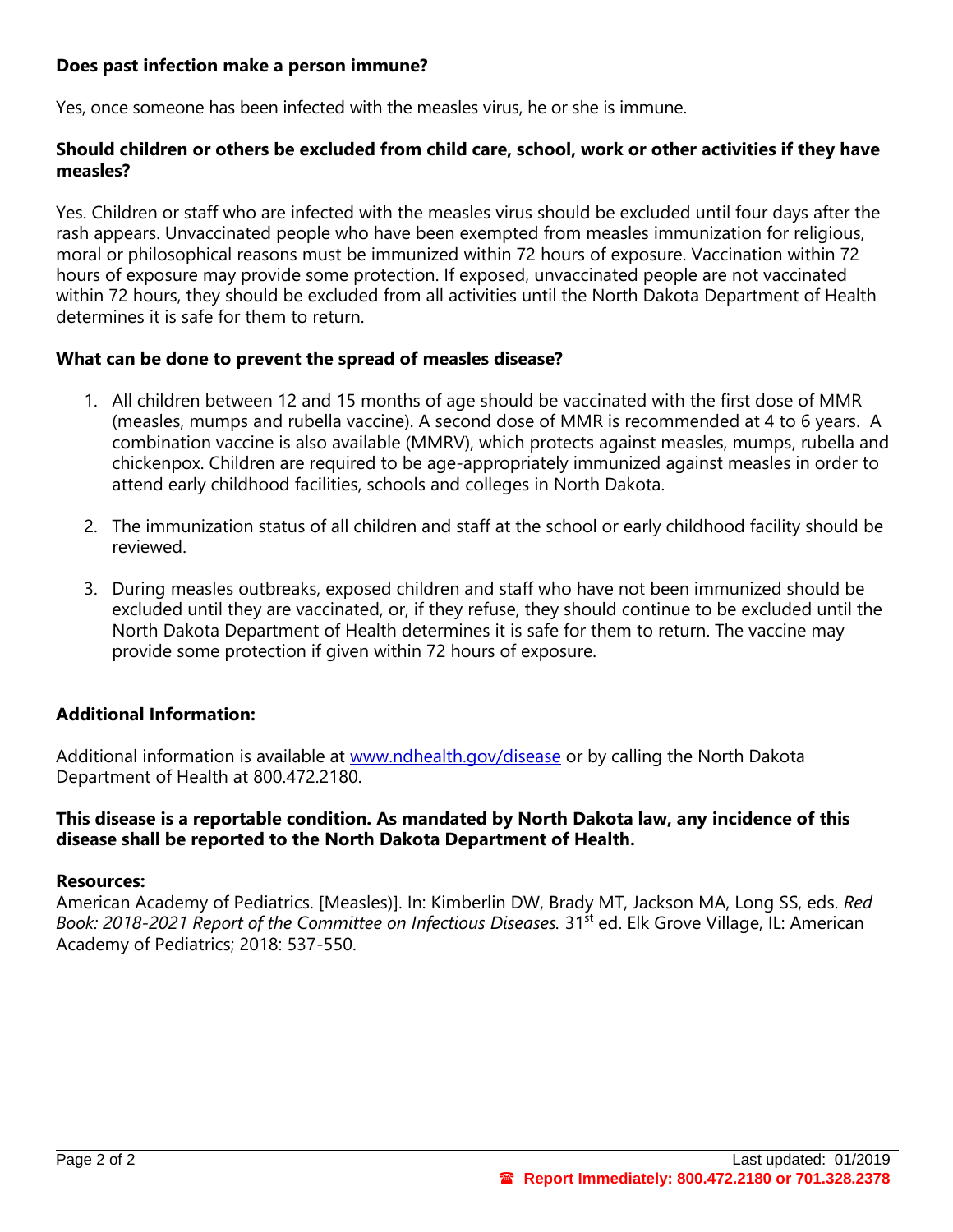**Does past infection make a person immune?**

Yes, once someone has been infected with the measles virus, he or she is immune.

**Should children or others be excluded from child care, school, work or other activities if they have measles?**

Yes. Children or staff who are infected with the measles virus should be excluded until four days after the rash appears. Unvaccinated people who have been exempted from measles immunization for religious, moral or philosophical reasons must be immunized within 72 hours of exposure. Vaccination within 72 hours of exposure may provide some protection. If exposed, unvaccinated people are not vaccinated within 72 hours, they should be excluded from all activities until the North Dakota Department of Health determines it is safe for them to return.

**What can be done to prevent the spread of measles disease?**

1. All children between 12 and 15 months of age should be vaccinated with the first dose of MMR (measles, mumps and rubella vaccine). A second dose of MMR is recommended at 4 to 6 years. A combination vaccine is also available (MMRV), which protects against measles, mumps, rubella and chickenpox. Children are required to be age-appropriately immunized against measles in order to attend early childhood facilities, schools and colleges in North Dakota.

2. The immunization status of all children and staff at the school or early childhood facility should be reviewed.

3. During measles outbreaks, exposed children and staff who have not been immunized should be excluded until they are vaccinated, or, if they refuse, they should continue to be excluded until the North Dakota Department of Health determines it is safe for them to return. The vaccine may provide some protection if given within 72 hours of exposure.

**Additional Information:**

Additional information is available at www.ndhealth.gov/disease or by calling the North Dakota Department of Health at 800.472.2180.

**This disease is a reportable condition. As mandated by North Dakota law, any incidence of this disease shall be reported to the North Dakota Department of Health.**

**Resources:**
American Academy of Pediatrics. [Measles)]. In: Kimberlin DW, Brady MT, Jackson MA, Long SS, eds. *Red Book: 2018-2021 Report of the Committee on Infectious Diseases.* 31st ed. Elk Grove Village, IL: American Academy of Pediatrics; 2018: 537-550.

Last updated: 01/2019

☎ **Report Immediately: 800.472.2180 or 701.328.2378**